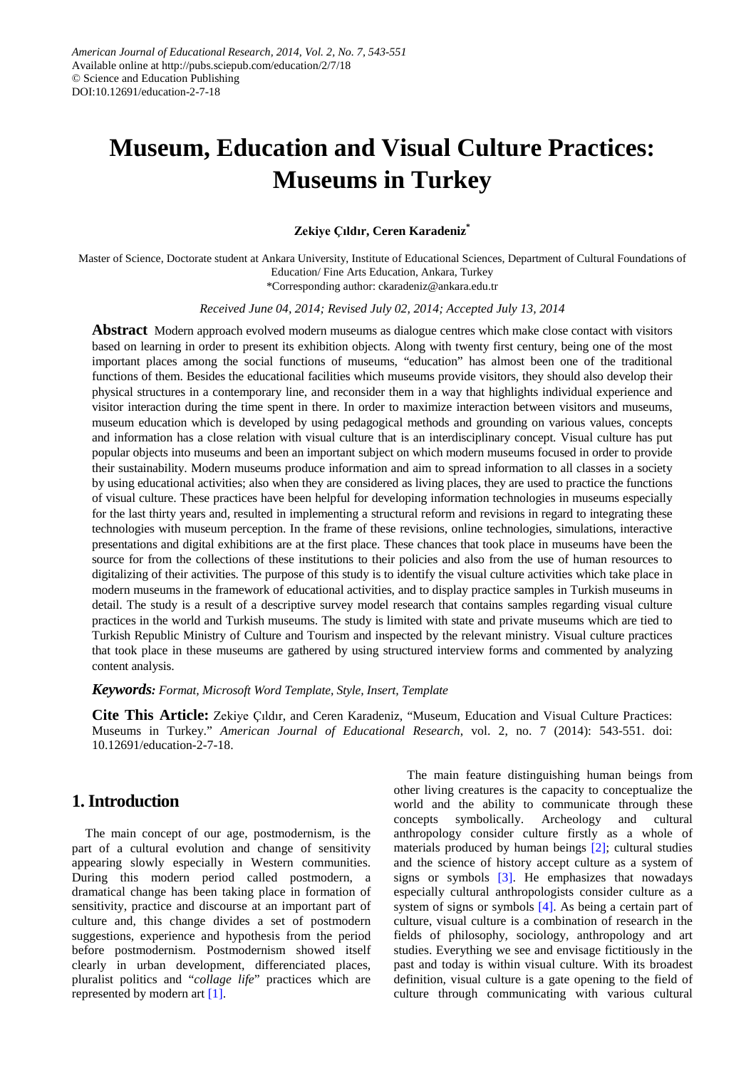American Journal of Educational Research, 2014, Vol. 2, No. 7, 543-551
Available online at http://pubs.sciepub.com/education/2/7/18
© Science and Education Publishing
DOI:10.12691/education-2-7-18

# Museum, Education and Visual Culture Practices: Museums in Turkey

**Zekiye Çıldır, Ceren Karadeniz***

Master of Science, Doctorate student at Ankara University, Institute of Educational Sciences, Department of Cultural Foundations of Education/ Fine Arts Education, Ankara, Turkey
*Corresponding author: ckaradeniz@ankara.edu.tr

*Received June 04, 2014; Revised July 02, 2014; Accepted July 13, 2014*

**Abstract** Modern approach evolved modern museums as dialogue centres which make close contact with visitors based on learning in order to present its exhibition objects. Along with twenty first century, being one of the most important places among the social functions of museums, "education" has almost been one of the traditional functions of them. Besides the educational facilities which museums provide visitors, they should also develop their physical structures in a contemporary line, and reconsider them in a way that highlights individual experience and visitor interaction during the time spent in there. In order to maximize interaction between visitors and museums, museum education which is developed by using pedagogical methods and grounding on various values, concepts and information has a close relation with visual culture that is an interdisciplinary concept. Visual culture has put popular objects into museums and been an important subject on which modern museums focused in order to provide their sustainability. Modern museums produce information and aim to spread information to all classes in a society by using educational activities; also when they are considered as living places, they are used to practice the functions of visual culture. These practices have been helpful for developing information technologies in museums especially for the last thirty years and, resulted in implementing a structural reform and revisions in regard to integrating these technologies with museum perception. In the frame of these revisions, online technologies, simulations, interactive presentations and digital exhibitions are at the first place. These chances that took place in museums have been the source for from the collections of these institutions to their policies and also from the use of human resources to digitalizing of their activities. The purpose of this study is to identify the visual culture activities which take place in modern museums in the framework of educational activities, and to display practice samples in Turkish museums in detail. The study is a result of a descriptive survey model research that contains samples regarding visual culture practices in the world and Turkish museums. The study is limited with state and private museums which are tied to Turkish Republic Ministry of Culture and Tourism and inspected by the relevant ministry. Visual culture practices that took place in these museums are gathered by using structured interview forms and commented by analyzing content analysis.

***Keywords:*** *Format, Microsoft Word Template, Style, Insert, Template*

**Cite This Article:** Zekiye Çıldır, and Ceren Karadeniz, "Museum, Education and Visual Culture Practices: Museums in Turkey." *American Journal of Educational Research*, vol. 2, no. 7 (2014): 543-551. doi: 10.12691/education-2-7-18.

## 1. Introduction

The main concept of our age, postmodernism, is the part of a cultural evolution and change of sensitivity appearing slowly especially in Western communities. During this modern period called postmodern, a dramatical change has been taking place in formation of sensitivity, practice and discourse at an important part of culture and, this change divides a set of postmodern suggestions, experience and hypothesis from the period before postmodernism. Postmodernism showed itself clearly in urban development, differenciated places, pluralist politics and "*collage life*" practices which are represented by modern art [1].

The main feature distinguishing human beings from other living creatures is the capacity to conceptualize the world and the ability to communicate through these concepts symbolically. Archeology and cultural anthropology consider culture firstly as a whole of materials produced by human beings [2]; cultural studies and the science of history accept culture as a system of signs or symbols [3]. He emphasizes that nowadays especially cultural anthropologists consider culture as a system of signs or symbols [4]. As being a certain part of culture, visual culture is a combination of research in the fields of philosophy, sociology, anthropology and art studies. Everything we see and envisage fictitiously in the past and today is within visual culture. With its broadest definition, visual culture is a gate opening to the field of culture through communicating with various cultural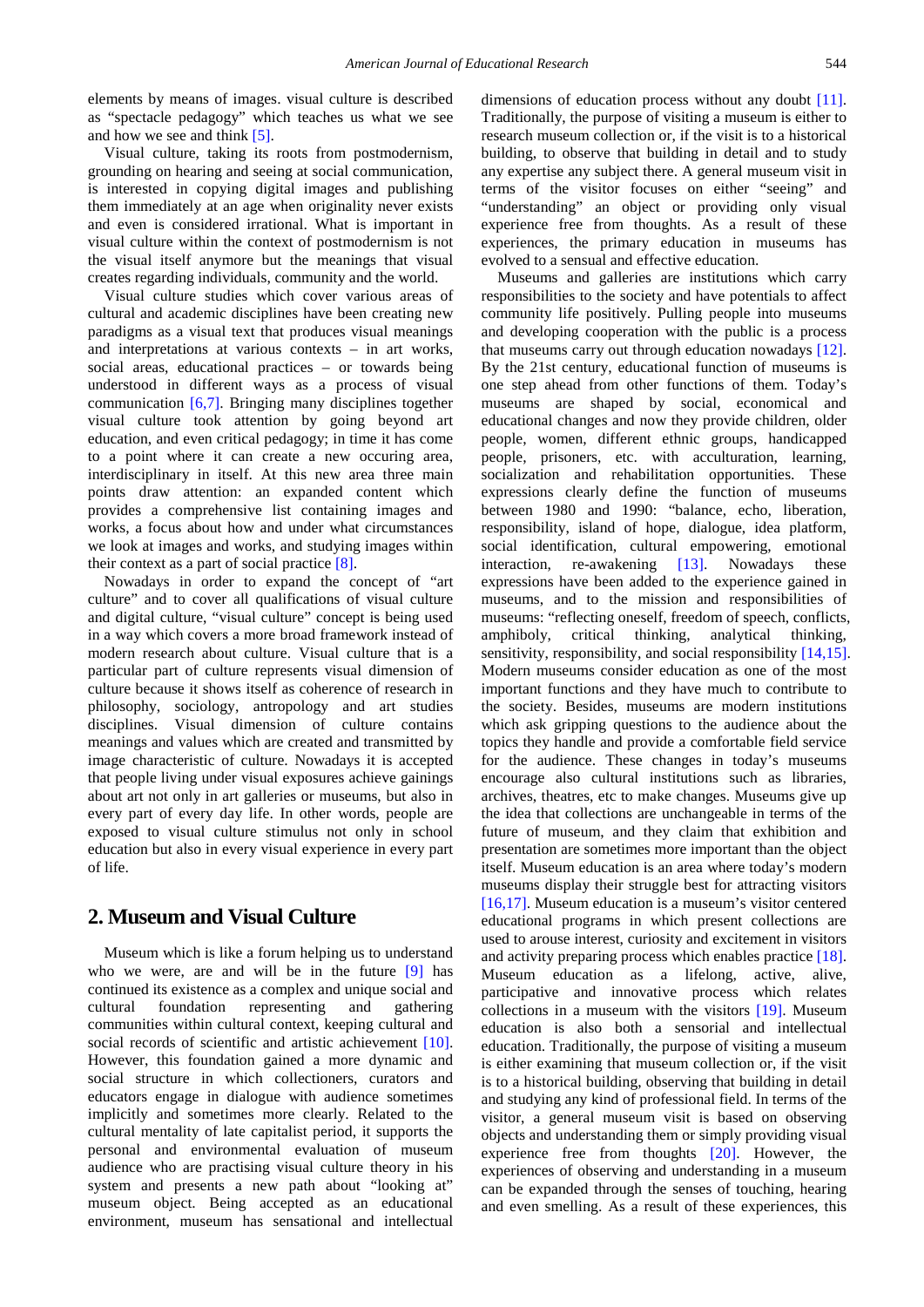elements by means of images. visual culture is described as "spectacle pedagogy" which teaches us what we see and how we see and think [5].

Visual culture, taking its roots from postmodernism, grounding on hearing and seeing at social communication, is interested in copying digital images and publishing them immediately at an age when originality never exists and even is considered irrational. What is important in visual culture within the context of postmodernism is not the visual itself anymore but the meanings that visual creates regarding individuals, community and the world.

Visual culture studies which cover various areas of cultural and academic disciplines have been creating new paradigms as a visual text that produces visual meanings and interpretations at various contexts – in art works, social areas, educational practices – or towards being understood in different ways as a process of visual communication [6,7]. Bringing many disciplines together visual culture took attention by going beyond art education, and even critical pedagogy; in time it has come to a point where it can create a new occuring area, interdisciplinary in itself. At this new area three main points draw attention: an expanded content which provides a comprehensive list containing images and works, a focus about how and under what circumstances we look at images and works, and studying images within their context as a part of social practice [8].

Nowadays in order to expand the concept of "art culture" and to cover all qualifications of visual culture and digital culture, "visual culture" concept is being used in a way which covers a more broad framework instead of modern research about culture. Visual culture that is a particular part of culture represents visual dimension of culture because it shows itself as coherence of research in philosophy, sociology, antropology and art studies disciplines. Visual dimension of culture contains meanings and values which are created and transmitted by image characteristic of culture. Nowadays it is accepted that people living under visual exposures achieve gainings about art not only in art galleries or museums, but also in every part of every day life. In other words, people are exposed to visual culture stimulus not only in school education but also in every visual experience in every part of life.

## 2. Museum and Visual Culture

Museum which is like a forum helping us to understand who we were, are and will be in the future [9] has continued its existence as a complex and unique social and cultural foundation representing and gathering communities within cultural context, keeping cultural and social records of scientific and artistic achievement [10]. However, this foundation gained a more dynamic and social structure in which collectioners, curators and educators engage in dialogue with audience sometimes implicitly and sometimes more clearly. Related to the cultural mentality of late capitalist period, it supports the personal and environmental evaluation of museum audience who are practising visual culture theory in his system and presents a new path about "looking at" museum object. Being accepted as an educational environment, museum has sensational and intellectual dimensions of education process without any doubt [11]. Traditionally, the purpose of visiting a museum is either to research museum collection or, if the visit is to a historical building, to observe that building in detail and to study any expertise any subject there. A general museum visit in terms of the visitor focuses on either "seeing" and "understanding" an object or providing only visual experience free from thoughts. As a result of these experiences, the primary education in museums has evolved to a sensual and effective education.

Museums and galleries are institutions which carry responsibilities to the society and have potentials to affect community life positively. Pulling people into museums and developing cooperation with the public is a process that museums carry out through education nowadays [12]. By the 21st century, educational function of museums is one step ahead from other functions of them. Today's museums are shaped by social, economical and educational changes and now they provide children, older people, women, different ethnic groups, handicapped people, prisoners, etc. with acculturation, learning, socialization and rehabilitation opportunities. These expressions clearly define the function of museums between 1980 and 1990: "balance, echo, liberation, responsibility, island of hope, dialogue, idea platform, social identification, cultural empowering, emotional interaction, re-awakening [13]. Nowadays these expressions have been added to the experience gained in museums, and to the mission and responsibilities of museums: "reflecting oneself, freedom of speech, conflicts, amphiboly, critical thinking, analytical thinking, sensitivity, responsibility, and social responsibility [14,15]. Modern museums consider education as one of the most important functions and they have much to contribute to the society. Besides, museums are modern institutions which ask gripping questions to the audience about the topics they handle and provide a comfortable field service for the audience. These changes in today's museums encourage also cultural institutions such as libraries, archives, theatres, etc to make changes. Museums give up the idea that collections are unchangeable in terms of the future of museum, and they claim that exhibition and presentation are sometimes more important than the object itself. Museum education is an area where today's modern museums display their struggle best for attracting visitors [16,17]. Museum education is a museum's visitor centered educational programs in which present collections are used to arouse interest, curiosity and excitement in visitors and activity preparing process which enables practice [18]. Museum education as a lifelong, active, alive, participative and innovative process which relates collections in a museum with the visitors [19]. Museum education is also both a sensorial and intellectual education. Traditionally, the purpose of visiting a museum is either examining that museum collection or, if the visit is to a historical building, observing that building in detail and studying any kind of professional field. In terms of the visitor, a general museum visit is based on observing objects and understanding them or simply providing visual experience free from thoughts [20]. However, the experiences of observing and understanding in a museum can be expanded through the senses of touching, hearing and even smelling. As a result of these experiences, this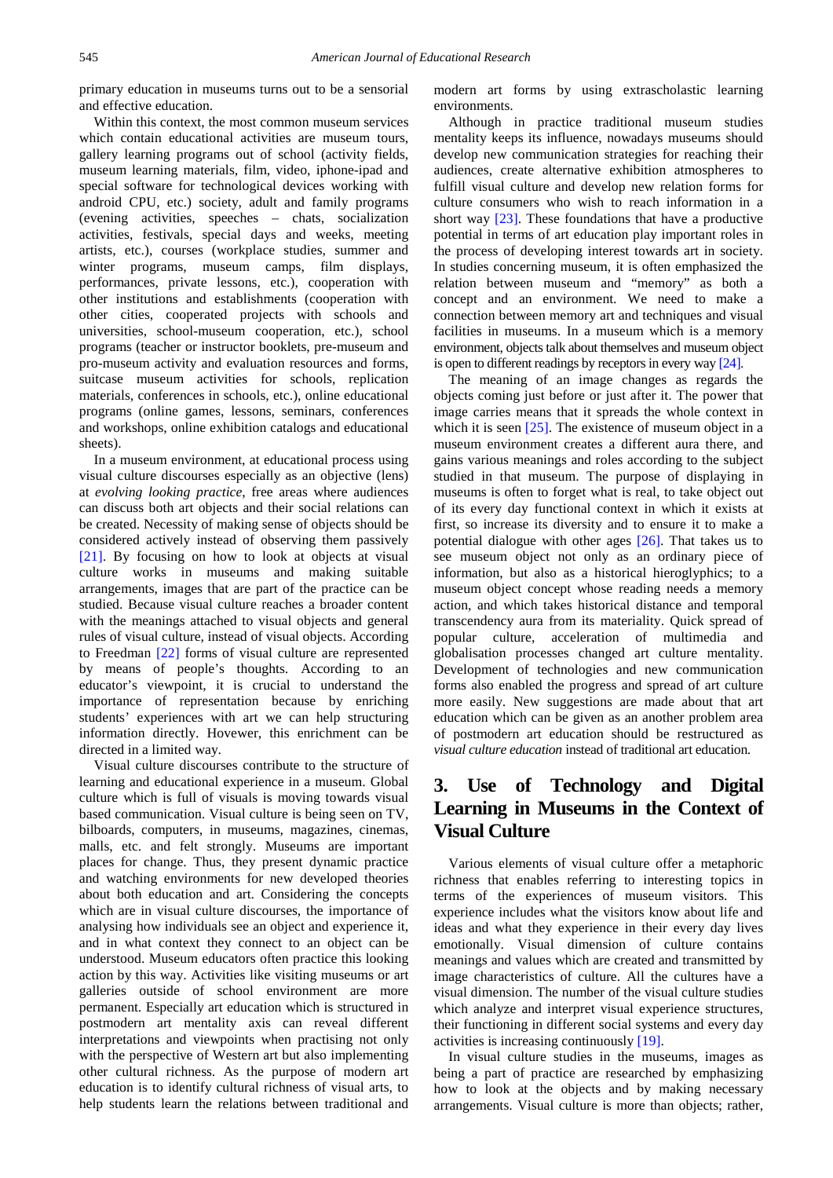primary education in museums turns out to be a sensorial and effective education.

Within this context, the most common museum services which contain educational activities are museum tours, gallery learning programs out of school (activity fields, museum learning materials, film, video, iphone-ipad and special software for technological devices working with android CPU, etc.) society, adult and family programs (evening activities, speeches – chats, socialization activities, festivals, special days and weeks, meeting artists, etc.), courses (workplace studies, summer and winter programs, museum camps, film displays, performances, private lessons, etc.), cooperation with other institutions and establishments (cooperation with other cities, cooperated projects with schools and universities, school-museum cooperation, etc.), school programs (teacher or instructor booklets, pre-museum and pro-museum activity and evaluation resources and forms, suitcase museum activities for schools, replication materials, conferences in schools, etc.), online educational programs (online games, lessons, seminars, conferences and workshops, online exhibition catalogs and educational sheets).

In a museum environment, at educational process using visual culture discourses especially as an objective (lens) at *evolving looking practice*, free areas where audiences can discuss both art objects and their social relations can be created. Necessity of making sense of objects should be considered actively instead of observing them passively [21]. By focusing on how to look at objects at visual culture works in museums and making suitable arrangements, images that are part of the practice can be studied. Because visual culture reaches a broader content with the meanings attached to visual objects and general rules of visual culture, instead of visual objects. According to Freedman [22] forms of visual culture are represented by means of people's thoughts. According to an educator's viewpoint, it is crucial to understand the importance of representation because by enriching students' experiences with art we can help structuring information directly. However, this enrichment can be directed in a limited way.

Visual culture discourses contribute to the structure of learning and educational experience in a museum. Global culture which is full of visuals is moving towards visual based communication. Visual culture is being seen on TV, bilboards, computers, in museums, magazines, cinemas, malls, etc. and felt strongly. Museums are important places for change. Thus, they present dynamic practice and watching environments for new developed theories about both education and art. Considering the concepts which are in visual culture discourses, the importance of analysing how individuals see an object and experience it, and in what context they connect to an object can be understood. Museum educators often practice this looking action by this way. Activities like visiting museums or art galleries outside of school environment are more permanent. Especially art education which is structured in postmodern art mentality axis can reveal different interpretations and viewpoints when practising not only with the perspective of Western art but also implementing other cultural richness. As the purpose of modern art education is to identify cultural richness of visual arts, to help students learn the relations between traditional and modern art forms by using extrascholastic learning environments.

Although in practice traditional museum studies mentality keeps its influence, nowadays museums should develop new communication strategies for reaching their audiences, create alternative exhibition atmospheres to fulfill visual culture and develop new relation forms for culture consumers who wish to reach information in a short way [23]. These foundations that have a productive potential in terms of art education play important roles in the process of developing interest towards art in society. In studies concerning museum, it is often emphasized the relation between museum and "memory" as both a concept and an environment. We need to make a connection between memory art and techniques and visual facilities in museums. In a museum which is a memory environment, objects talk about themselves and museum object is open to different readings by receptors in every way [24].

The meaning of an image changes as regards the objects coming just before or just after it. The power that image carries means that it spreads the whole context in which it is seen [25]. The existence of museum object in a museum environment creates a different aura there, and gains various meanings and roles according to the subject studied in that museum. The purpose of displaying in museums is often to forget what is real, to take object out of its every day functional context in which it exists at first, so increase its diversity and to ensure it to make a potential dialogue with other ages [26]. That takes us to see museum object not only as an ordinary piece of information, but also as a historical hieroglyphics; to a museum object concept whose reading needs a memory action, and which takes historical distance and temporal transcendency aura from its materiality. Quick spread of popular culture, acceleration of multimedia and globalisation processes changed art culture mentality. Development of technologies and new communication forms also enabled the progress and spread of art culture more easily. New suggestions are made about that art education which can be given as an another problem area of postmodern art education should be restructured as *visual culture education* instead of traditional art education.

## 3. Use of Technology and Digital Learning in Museums in the Context of Visual Culture

Various elements of visual culture offer a metaphoric richness that enables referring to interesting topics in terms of the experiences of museum visitors. This experience includes what the visitors know about life and ideas and what they experience in their every day lives emotionally. Visual dimension of culture contains meanings and values which are created and transmitted by image characteristics of culture. All the cultures have a visual dimension. The number of the visual culture studies which analyze and interpret visual experience structures, their functioning in different social systems and every day activities is increasing continuously [19].

In visual culture studies in the museums, images as being a part of practice are researched by emphasizing how to look at the objects and by making necessary arrangements. Visual culture is more than objects; rather,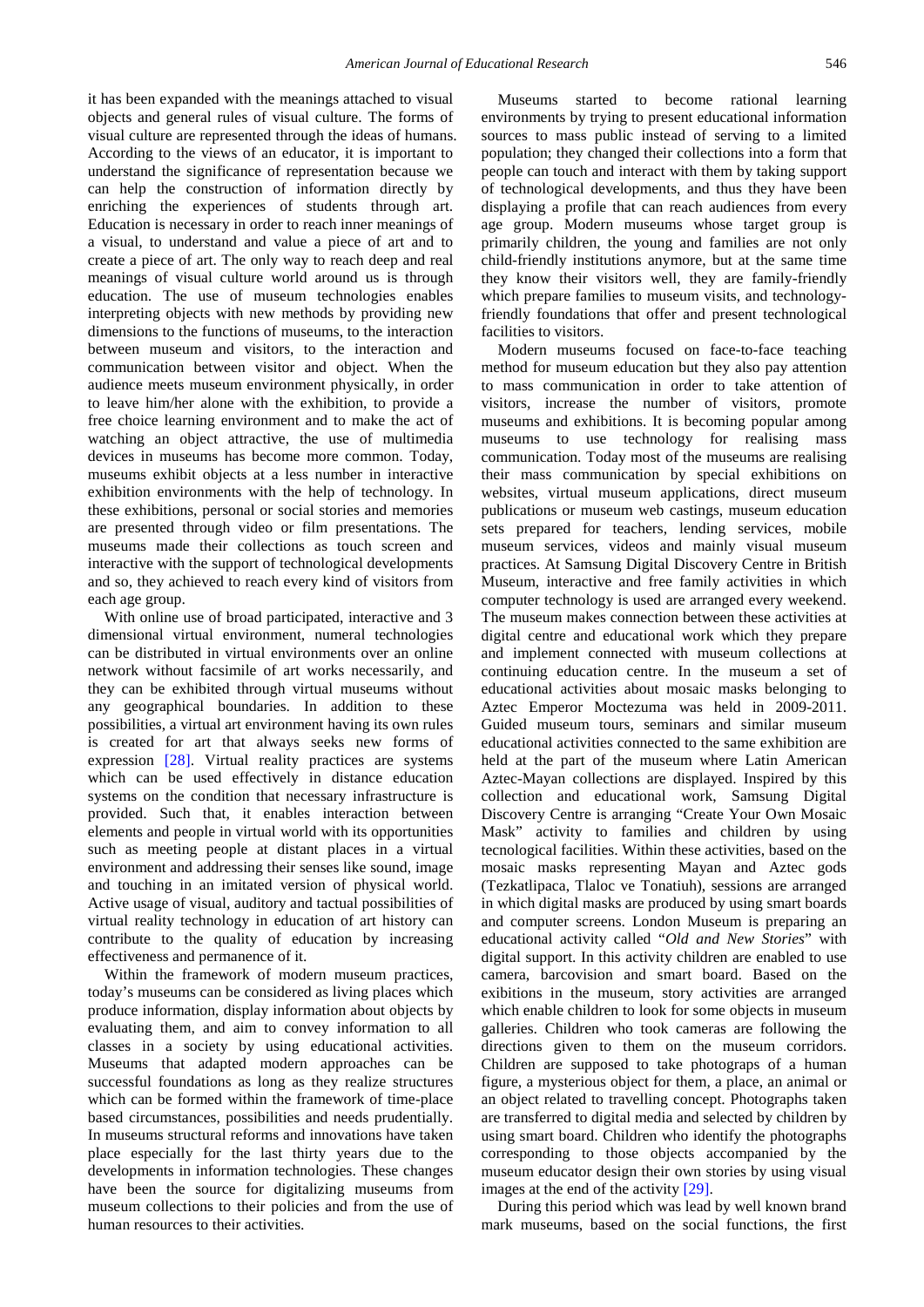it has been expanded with the meanings attached to visual objects and general rules of visual culture. The forms of visual culture are represented through the ideas of humans. According to the views of an educator, it is important to understand the significance of representation because we can help the construction of information directly by enriching the experiences of students through art. Education is necessary in order to reach inner meanings of a visual, to understand and value a piece of art and to create a piece of art. The only way to reach deep and real meanings of visual culture world around us is through education. The use of museum technologies enables interpreting objects with new methods by providing new dimensions to the functions of museums, to the interaction between museum and visitors, to the interaction and communication between visitor and object. When the audience meets museum environment physically, in order to leave him/her alone with the exhibition, to provide a free choice learning environment and to make the act of watching an object attractive, the use of multimedia devices in museums has become more common. Today, museums exhibit objects at a less number in interactive exhibition environments with the help of technology. In these exhibitions, personal or social stories and memories are presented through video or film presentations. The museums made their collections as touch screen and interactive with the support of technological developments and so, they achieved to reach every kind of visitors from each age group.

With online use of broad participated, interactive and 3 dimensional virtual environment, numeral technologies can be distributed in virtual environments over an online network without facsimile of art works necessarily, and they can be exhibited through virtual museums without any geographical boundaries. In addition to these possibilities, a virtual art environment having its own rules is created for art that always seeks new forms of expression [28]. Virtual reality practices are systems which can be used effectively in distance education systems on the condition that necessary infrastructure is provided. Such that, it enables interaction between elements and people in virtual world with its opportunities such as meeting people at distant places in a virtual environment and addressing their senses like sound, image and touching in an imitated version of physical world. Active usage of visual, auditory and tactual possibilities of virtual reality technology in education of art history can contribute to the quality of education by increasing effectiveness and permanence of it.

Within the framework of modern museum practices, today's museums can be considered as living places which produce information, display information about objects by evaluating them, and aim to convey information to all classes in a society by using educational activities. Museums that adapted modern approaches can be successful foundations as long as they realize structures which can be formed within the framework of time-place based circumstances, possibilities and needs prudentially. In museums structural reforms and innovations have taken place especially for the last thirty years due to the developments in information technologies. These changes have been the source for digitalizing museums from museum collections to their policies and from the use of human resources to their activities.

Museums started to become rational learning environments by trying to present educational information sources to mass public instead of serving to a limited population; they changed their collections into a form that people can touch and interact with them by taking support of technological developments, and thus they have been displaying a profile that can reach audiences from every age group. Modern museums whose target group is primarily children, the young and families are not only child-friendly institutions anymore, but at the same time they know their visitors well, they are family-friendly which prepare families to museum visits, and technology-friendly foundations that offer and present technological facilities to visitors.

Modern museums focused on face-to-face teaching method for museum education but they also pay attention to mass communication in order to take attention of visitors, increase the number of visitors, promote museums and exhibitions. It is becoming popular among museums to use technology for realising mass communication. Today most of the museums are realising their mass communication by special exhibitions on websites, virtual museum applications, direct museum publications or museum web castings, museum education sets prepared for teachers, lending services, mobile museum services, videos and mainly visual museum practices. At Samsung Digital Discovery Centre in British Museum, interactive and free family activities in which computer technology is used are arranged every weekend. The museum makes connection between these activities at digital centre and educational work which they prepare and implement connected with museum collections at continuing education centre. In the museum a set of educational activities about mosaic masks belonging to Aztec Emperor Moctezuma was held in 2009-2011. Guided museum tours, seminars and similar museum educational activities connected to the same exhibition are held at the part of the museum where Latin American Aztec-Mayan collections are displayed. Inspired by this collection and educational work, Samsung Digital Discovery Centre is arranging "Create Your Own Mosaic Mask" activity to families and children by using tecnological facilities. Within these activities, based on the mosaic masks representing Mayan and Aztec gods (Tezkatlipaca, Tlaloc ve Tonatiuh), sessions are arranged in which digital masks are produced by using smart boards and computer screens. London Museum is preparing an educational activity called "*Old and New Stories*" with digital support. In this activity children are enabled to use camera, barcovision and smart board. Based on the exibitions in the museum, story activities are arranged which enable children to look for some objects in museum galleries. Children who took cameras are following the directions given to them on the museum corridors. Children are supposed to take photograps of a human figure, a mysterious object for them, a place, an animal or an object related to travelling concept. Photographs taken are transferred to digital media and selected by children by using smart board. Children who identify the photographs corresponding to those objects accompanied by the museum educator design their own stories by using visual images at the end of the activity [29].

During this period which was lead by well known brand mark museums, based on the social functions, the first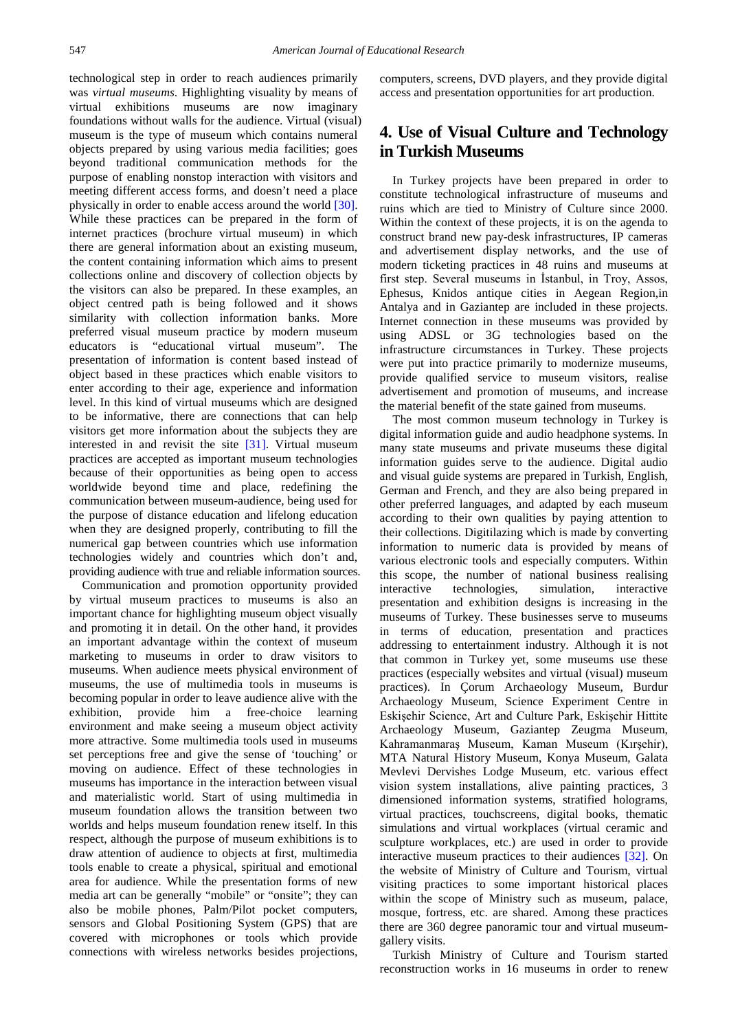technological step in order to reach audiences primarily was *virtual museums*. Highlighting visuality by means of virtual exhibitions museums are now imaginary foundations without walls for the audience. Virtual (visual) museum is the type of museum which contains numeral objects prepared by using various media facilities; goes beyond traditional communication methods for the purpose of enabling nonstop interaction with visitors and meeting different access forms, and doesn't need a place physically in order to enable access around the world [30]. While these practices can be prepared in the form of internet practices (brochure virtual museum) in which there are general information about an existing museum, the content containing information which aims to present collections online and discovery of collection objects by the visitors can also be prepared. In these examples, an object centred path is being followed and it shows similarity with collection information banks. More preferred visual museum practice by modern museum educators is "educational virtual museum". The presentation of information is content based instead of object based in these practices which enable visitors to enter according to their age, experience and information level. In this kind of virtual museums which are designed to be informative, there are connections that can help visitors get more information about the subjects they are interested in and revisit the site [31]. Virtual museum practices are accepted as important museum technologies because of their opportunities as being open to access worldwide beyond time and place, redefining the communication between museum-audience, being used for the purpose of distance education and lifelong education when they are designed properly, contributing to fill the numerical gap between countries which use information technologies widely and countries which don't and, providing audience with true and reliable information sources.

Communication and promotion opportunity provided by virtual museum practices to museums is also an important chance for highlighting museum object visually and promoting it in detail. On the other hand, it provides an important advantage within the context of museum marketing to museums in order to draw visitors to museums. When audience meets physical environment of museums, the use of multimedia tools in museums is becoming popular in order to leave audience alive with the exhibition, provide him a free-choice learning environment and make seeing a museum object activity more attractive. Some multimedia tools used in museums set perceptions free and give the sense of 'touching' or moving on audience. Effect of these technologies in museums has importance in the interaction between visual and materialistic world. Start of using multimedia in museum foundation allows the transition between two worlds and helps museum foundation renew itself. In this respect, although the purpose of museum exhibitions is to draw attention of audience to objects at first, multimedia tools enable to create a physical, spiritual and emotional area for audience. While the presentation forms of new media art can be generally "mobile" or "onsite"; they can also be mobile phones, Palm/Pilot pocket computers, sensors and Global Positioning System (GPS) that are covered with microphones or tools which provide connections with wireless networks besides projections, computers, screens, DVD players, and they provide digital access and presentation opportunities for art production.

## 4. Use of Visual Culture and Technology in Turkish Museums

In Turkey projects have been prepared in order to constitute technological infrastructure of museums and ruins which are tied to Ministry of Culture since 2000. Within the context of these projects, it is on the agenda to construct brand new pay-desk infrastructures, IP cameras and advertisement display networks, and the use of modern ticketing practices in 48 ruins and museums at first step. Several museums in İstanbul, in Troy, Assos, Ephesus, Knidos antique cities in Aegean Region,in Antalya and in Gaziantep are included in these projects. Internet connection in these museums was provided by using ADSL or 3G technologies based on the infrastructure circumstances in Turkey. These projects were put into practice primarily to modernize museums, provide qualified service to museum visitors, realise advertisement and promotion of museums, and increase the material benefit of the state gained from museums.

The most common museum technology in Turkey is digital information guide and audio headphone systems. In many state museums and private museums these digital information guides serve to the audience. Digital audio and visual guide systems are prepared in Turkish, English, German and French, and they are also being prepared in other preferred languages, and adapted by each museum according to their own qualities by paying attention to their collections. Digitilazing which is made by converting information to numeric data is provided by means of various electronic tools and especially computers. Within this scope, the number of national business realising interactive technologies, simulation, interactive presentation and exhibition designs is increasing in the museums of Turkey. These businesses serve to museums in terms of education, presentation and practices addressing to entertainment industry. Although it is not that common in Turkey yet, some museums use these practices (especially websites and virtual (visual) museum practices). In Çorum Archaeology Museum, Burdur Archaeology Museum, Science Experiment Centre in Eskişehir Science, Art and Culture Park, Eskişehir Hittite Archaeology Museum, Gaziantep Zeugma Museum, Kahramanmaraş Museum, Kaman Museum (Kırşehir), MTA Natural History Museum, Konya Museum, Galata Mevlevi Dervishes Lodge Museum, etc. various effect vision system installations, alive painting practices, 3 dimensioned information systems, stratified holograms, virtual practices, touchscreens, digital books, thematic simulations and virtual workplaces (virtual ceramic and sculpture workplaces, etc.) are used in order to provide interactive museum practices to their audiences [32]. On the website of Ministry of Culture and Tourism, virtual visiting practices to some important historical places within the scope of Ministry such as museum, palace, mosque, fortress, etc. are shared. Among these practices there are 360 degree panoramic tour and virtual museum-gallery visits.

Turkish Ministry of Culture and Tourism started reconstruction works in 16 museums in order to renew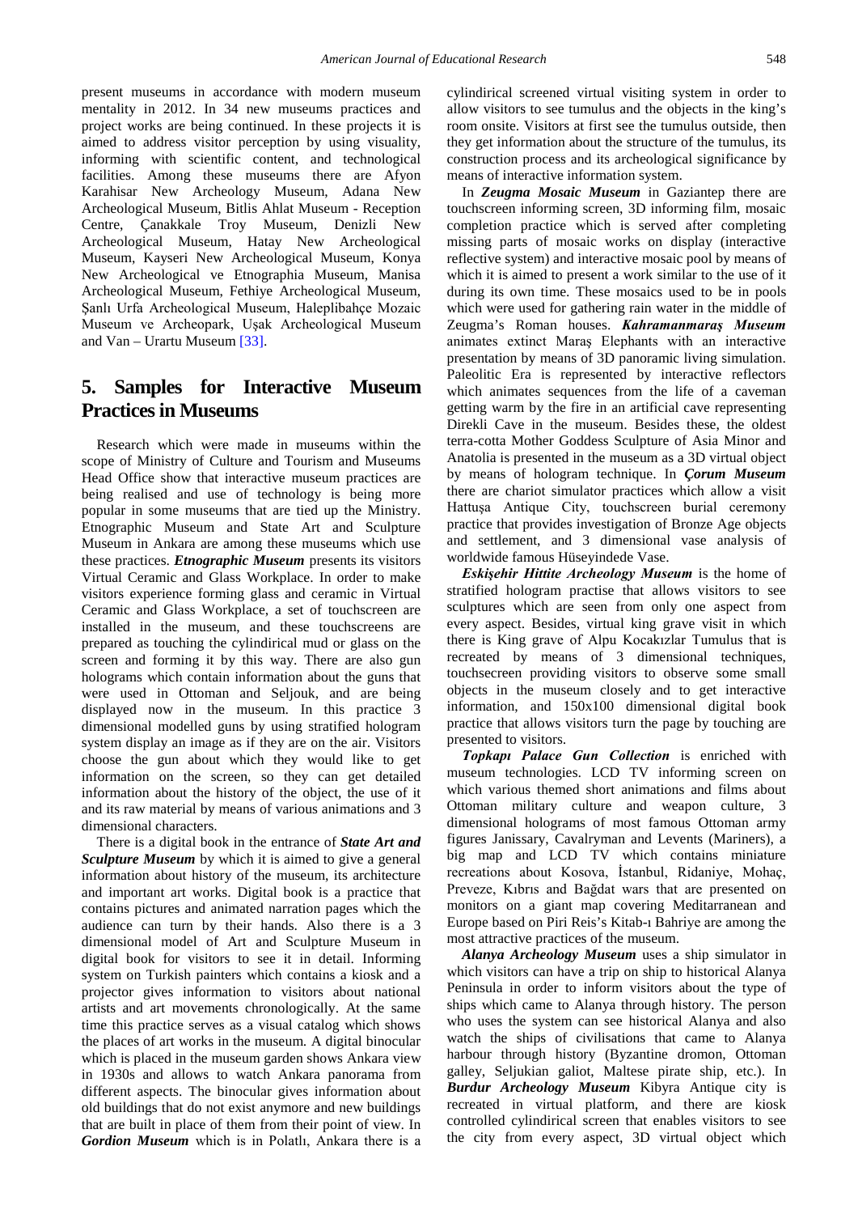present museums in accordance with modern museum mentality in 2012. In 34 new museums practices and project works are being continued. In these projects it is aimed to address visitor perception by using visuality, informing with scientific content, and technological facilities. Among these museums there are Afyon Karahisar New Archeology Museum, Adana New Archeological Museum, Bitlis Ahlat Museum - Reception Centre, Çanakkale Troy Museum, Denizli New Archeological Museum, Hatay New Archeological Museum, Kayseri New Archeological Museum, Konya New Archeological ve Etnographia Museum, Manisa Archeological Museum, Fethiye Archeological Museum, Şanlı Urfa Archeological Museum, Haleplibahçe Mozaic Museum ve Archeopark, Uşak Archeological Museum and Van – Urartu Museum [33].

## 5. Samples for Interactive Museum Practices in Museums

Research which were made in museums within the scope of Ministry of Culture and Tourism and Museums Head Office show that interactive museum practices are being realised and use of technology is being more popular in some museums that are tied up the Ministry. Etnographic Museum and State Art and Sculpture Museum in Ankara are among these museums which use these practices. ***Etnographic Museum*** presents its visitors Virtual Ceramic and Glass Workplace. In order to make visitors experience forming glass and ceramic in Virtual Ceramic and Glass Workplace, a set of touchscreen are installed in the museum, and these touchscreens are prepared as touching the cylindirical mud or glass on the screen and forming it by this way. There are also gun holograms which contain information about the guns that were used in Ottoman and Seljouk, and are being displayed now in the museum. In this practice 3 dimensional modelled guns by using stratified hologram system display an image as if they are on the air. Visitors choose the gun about which they would like to get information on the screen, so they can get detailed information about the history of the object, the use of it and its raw material by means of various animations and 3 dimensional characters.

There is a digital book in the entrance of ***State Art and Sculpture Museum*** by which it is aimed to give a general information about history of the museum, its architecture and important art works. Digital book is a practice that contains pictures and animated narration pages which the audience can turn by their hands. Also there is a 3 dimensional model of Art and Sculpture Museum in digital book for visitors to see it in detail. Informing system on Turkish painters which contains a kiosk and a projector gives information to visitors about national artists and art movements chronologically. At the same time this practice serves as a visual catalog which shows the places of art works in the museum. A digital binocular which is placed in the museum garden shows Ankara view in 1930s and allows to watch Ankara panorama from different aspects. The binocular gives information about old buildings that do not exist anymore and new buildings that are built in place of them from their point of view. In ***Gordion Museum*** which is in Polatlı, Ankara there is a cylindirical screened virtual visiting system in order to allow visitors to see tumulus and the objects in the king's room onsite. Visitors at first see the tumulus outside, then they get information about the structure of the tumulus, its construction process and its archeological significance by means of interactive information system.

In ***Zeugma Mosaic Museum*** in Gaziantep there are touchscreen informing screen, 3D informing film, mosaic completion practice which is served after completing missing parts of mosaic works on display (interactive reflective system) and interactive mosaic pool by means of which it is aimed to present a work similar to the use of it during its own time. These mosaics used to be in pools which were used for gathering rain water in the middle of Zeugma's Roman houses. ***Kahramanmaraş Museum*** animates extinct Maraş Elephants with an interactive presentation by means of 3D panoramic living simulation. Paleolitic Era is represented by interactive reflectors which animates sequences from the life of a caveman getting warm by the fire in an artificial cave representing Direkli Cave in the museum. Besides these, the oldest terra-cotta Mother Goddess Sculpture of Asia Minor and Anatolia is presented in the museum as a 3D virtual object by means of hologram technique. In ***Çorum Museum*** there are chariot simulator practices which allow a visit Hattuşa Antique City, touchscreen burial ceremony practice that provides investigation of Bronze Age objects and settlement, and 3 dimensional vase analysis of worldwide famous Hüseyindede Vase.

***Eskişehir Hittite Archeology Museum*** is the home of stratified hologram practise that allows visitors to see sculptures which are seen from only one aspect from every aspect. Besides, virtual king grave visit in which there is King grave of Alpu Kocakızlar Tumulus that is recreated by means of 3 dimensional techniques, touchsecreen providing visitors to observe some small objects in the museum closely and to get interactive information, and 150x100 dimensional digital book practice that allows visitors turn the page by touching are presented to visitors.

***Topkapı Palace Gun Collection*** is enriched with museum technologies. LCD TV informing screen on which various themed short animations and films about Ottoman military culture and weapon culture, 3 dimensional holograms of most famous Ottoman army figures Janissary, Cavalryman and Levents (Mariners), a big map and LCD TV which contains miniature recreations about Kosova, İstanbul, Ridaniye, Mohaç, Preveze, Kıbrıs and Bağdat wars that are presented on monitors on a giant map covering Meditarranean and Europe based on Piri Reis's Kitab-ı Bahriye are among the most attractive practices of the museum.

***Alanya Archeology Museum*** uses a ship simulator in which visitors can have a trip on ship to historical Alanya Peninsula in order to inform visitors about the type of ships which came to Alanya through history. The person who uses the system can see historical Alanya and also watch the ships of civilisations that came to Alanya harbour through history (Byzantine dromon, Ottoman galley, Seljukian galiot, Maltese pirate ship, etc.). In ***Burdur Archeology Museum*** Kibyra Antique city is recreated in virtual platform, and there are kiosk controlled cylindirical screen that enables visitors to see the city from every aspect, 3D virtual object which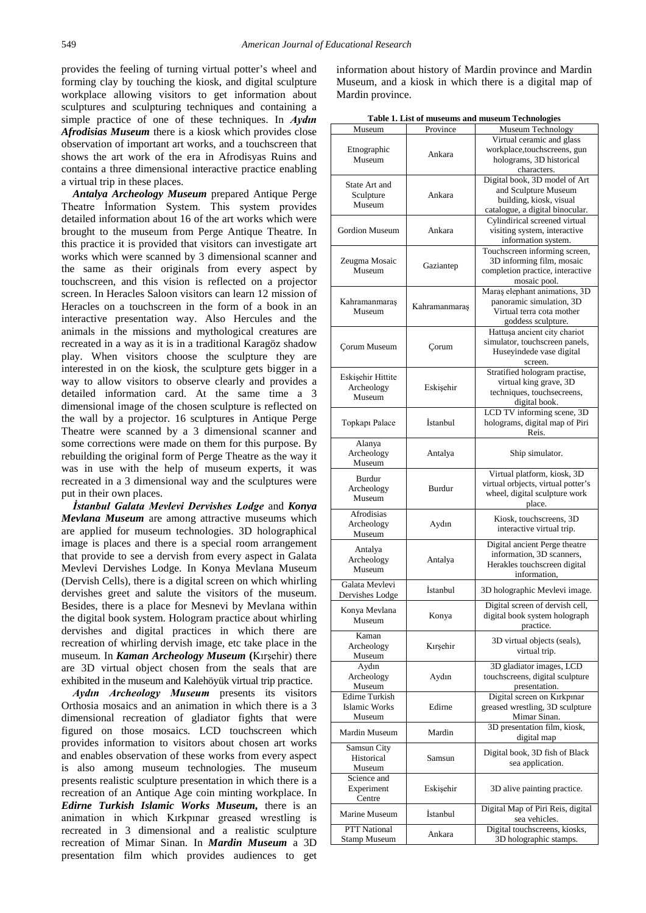provides the feeling of turning virtual potter's wheel and forming clay by touching the kiosk, and digital sculpture workplace allowing visitors to get information about sculptures and sculpturing techniques and containing a simple practice of one of these techniques. In ***Aydın Afrodisias Museum*** there is a kiosk which provides close observation of important art works, and a touchscreen that shows the art work of the era in Afrodisyas Ruins and contains a three dimensional interactive practice enabling a virtual trip in these places.

***Antalya Archeology Museum*** prepared Antique Perge Theatre İnformation System. This system provides detailed information about 16 of the art works which were brought to the museum from Perge Antique Theatre. In this practice it is provided that visitors can investigate art works which were scanned by 3 dimensional scanner and the same as their originals from every aspect by touchscreen, and this vision is reflected on a projector screen. In Heracles Saloon visitors can learn 12 mission of Heracles on a touchscreen in the form of a book in an interactive presentation way. Also Hercules and the animals in the missions and mythological creatures are recreated in a way as it is in a traditional Karagöz shadow play. When visitors choose the sculpture they are interested in on the kiosk, the sculpture gets bigger in a way to allow visitors to observe clearly and provides a detailed information card. At the same time a 3 dimensional image of the chosen sculpture is reflected on the wall by a projector. 16 sculptures in Antique Perge Theatre were scanned by a 3 dimensional scanner and some corrections were made on them for this purpose. By rebuilding the original form of Perge Theatre as the way it was in use with the help of museum experts, it was recreated in a 3 dimensional way and the sculptures were put in their own places.

***İstanbul Galata Mevlevi Dervishes Lodge*** and ***Konya Mevlana Museum*** are among attractive museums which are applied for museum technologies. 3D holographical image is places and there is a special room arrangement that provide to see a dervish from every aspect in Galata Mevlevi Dervishes Lodge. In Konya Mevlana Museum (Dervish Cells), there is a digital screen on which whirling dervishes greet and salute the visitors of the museum. Besides, there is a place for Mesnevi by Mevlana within the digital book system. Hologram practice about whirling dervishes and digital practices in which there are recreation of whirling dervish image, etc take place in the museum. In ***Kaman Archeology Museum*** **(**Kırşehir) there are 3D virtual object chosen from the seals that are exhibited in the museum and Kalehöyük virtual trip practice.

***Aydın Archeology Museum*** presents its visitors Orthosia mosaics and an animation in which there is a 3 dimensional recreation of gladiator fights that were figured on those mosaics. LCD touchscreen which provides information to visitors about chosen art works and enables observation of these works from every aspect is also among museum technologies. The museum presents realistic sculpture presentation in which there is a recreation of an Antique Age coin minting workplace. In ***Edirne Turkish Islamic Works Museum,*** there is an animation in which Kırkpınar greased wrestling is recreated in 3 dimensional and a realistic sculpture recreation of Mimar Sinan. In ***Mardin Museum*** a 3D presentation film which provides audiences to get information about history of Mardin province and Mardin Museum, and a kiosk in which there is a digital map of Mardin province.

**Table 1. List of museums and museum Technologies**

| Museum | Province | Museum Technology |
|---|---|---|
| Etnographic Museum | Ankara | Virtual ceramic and glass workplace,touchscreens, gun holograms, 3D historical characters. |
| State Art and Sculpture Museum | Ankara | Digital book, 3D model of Art and Sculpture Museum building, kiosk, visual catalogue, a digital binocular. |
| Gordion Museum | Ankara | Cylindirical screened virtual visiting system, interactive information system. |
| Zeugma Mosaic Museum | Gaziantep | Touchscreen informing screen, 3D informing film, mosaic completion practice, interactive mosaic pool. |
| Kahramanmaraş Museum | Kahramanmaraş | Maraş elephant animations, 3D panoramic simulation, 3D Virtual terra cota mother goddess sculpture. |
| Çorum Museum | Çorum | Hattuşa ancient city chariot simulator, touchscreen panels, Huseyindede vase digital screen. |
| Eskişehir Hittite Archeology Museum | Eskişehir | Stratified hologram practise, virtual king grave, 3D techniques, touchsecreens, digital book. |
| Topkapı Palace | İstanbul | LCD TV informing scene, 3D holograms, digital map of Piri Reis. |
| Alanya Archeology Museum | Antalya | Ship simulator. |
| Burdur Archeology Museum | Burdur | Virtual platform, kiosk, 3D virtual orbjects, virtual potter's wheel, digital sculpture work place. |
| Afrodisias Archeology Museum | Aydın | Kiosk, touchscreens, 3D interactive virtual trip. |
| Antalya Archeology Museum | Antalya | Digital ancient Perge theatre information, 3D scanners, Herakles touchscreen digital information, |
| Galata Mevlevi Dervishes Lodge | İstanbul | 3D holographic Mevlevi image. |
| Konya Mevlana Museum | Konya | Digital screen of dervish cell, digital book system holograph practice. |
| Kaman Archeology Museum | Kırşehir | 3D virtual objects (seals), virtual trip. |
| Aydın Archeology Museum | Aydın | 3D gladiator images, LCD touchscreens, digital sculpture presentation. |
| Edirne Turkish Islamic Works Museum | Edirne | Digital screen on Kırkpınar greased wrestling, 3D sculpture Mimar Sinan. |
| Mardin Museum | Mardin | 3D presentation film, kiosk, digital map |
| Samsun City Historical Museum | Samsun | Digital book, 3D fish of Black sea application. |
| Science and Experiment Centre | Eskişehir | 3D alive painting practice. |
| Marine Museum | İstanbul | Digital Map of Piri Reis, digital sea vehicles. |
| PTT National Stamp Museum | Ankara | Digital touchscreens, kiosks, 3D holographic stamps. |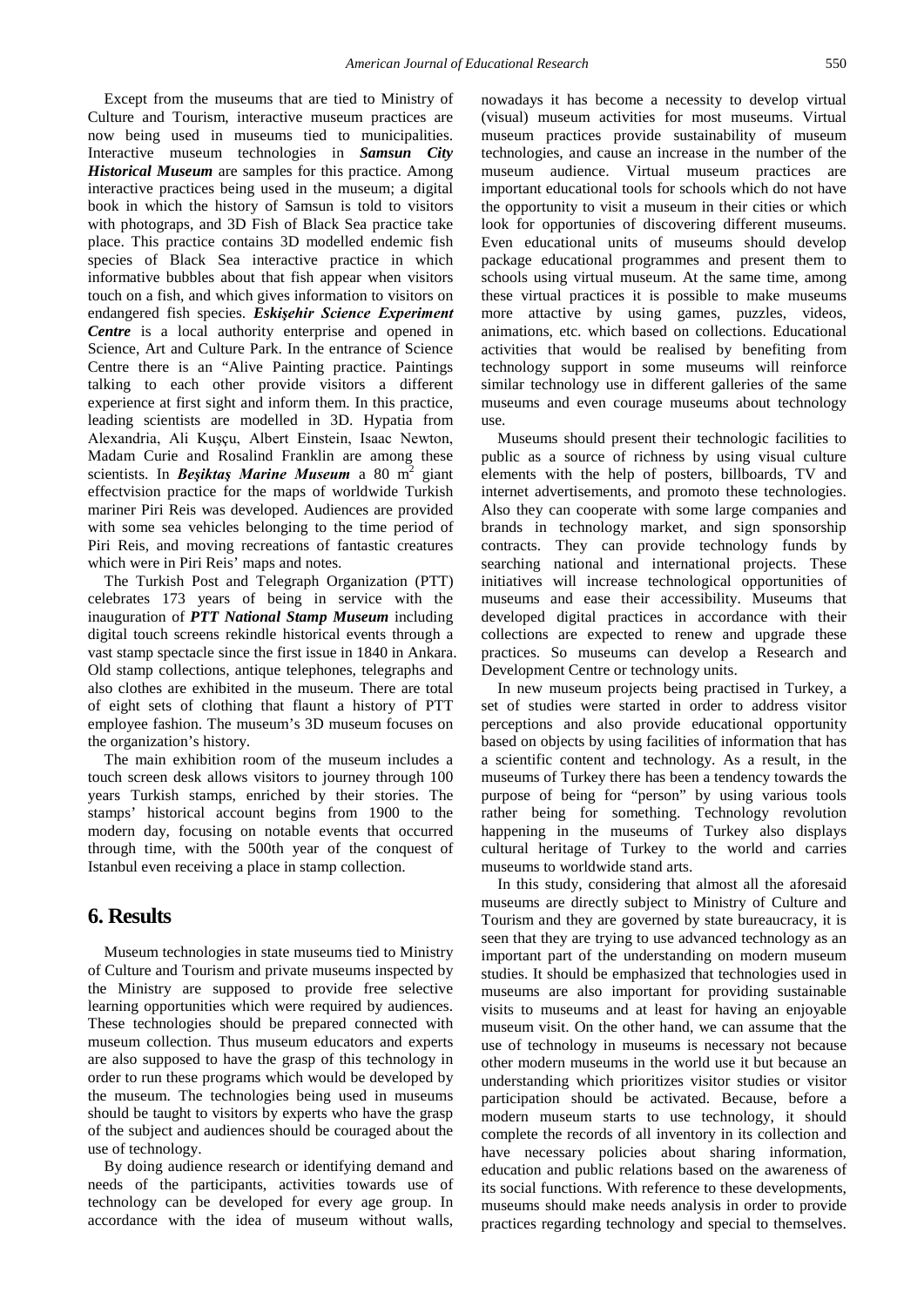Except from the museums that are tied to Ministry of Culture and Tourism, interactive museum practices are now being used in museums tied to municipalities. Interactive museum technologies in ***Samsun City Historical Museum*** are samples for this practice. Among interactive practices being used in the museum; a digital book in which the history of Samsun is told to visitors with photograps, and 3D Fish of Black Sea practice take place. This practice contains 3D modelled endemic fish species of Black Sea interactive practice in which informative bubbles about that fish appear when visitors touch on a fish, and which gives information to visitors on endangered fish species. ***Eskişehir Science Experiment Centre*** is a local authority enterprise and opened in Science, Art and Culture Park. In the entrance of Science Centre there is an "Alive Painting practice. Paintings talking to each other provide visitors a different experience at first sight and inform them. In this practice, leading scientists are modelled in 3D. Hypatia from Alexandria, Ali Kuşçu, Albert Einstein, Isaac Newton, Madam Curie and Rosalind Franklin are among these scientists. In ***Beşiktaş Marine Museum*** a 80 $m^2$ giant effectvision practice for the maps of worldwide Turkish mariner Piri Reis was developed. Audiences are provided with some sea vehicles belonging to the time period of Piri Reis, and moving recreations of fantastic creatures which were in Piri Reis' maps and notes.

The Turkish Post and Telegraph Organization (PTT) celebrates 173 years of being in service with the inauguration of ***PTT National Stamp Museum*** including digital touch screens rekindle historical events through a vast stamp spectacle since the first issue in 1840 in Ankara. Old stamp collections, antique telephones, telegraphs and also clothes are exhibited in the museum. There are total of eight sets of clothing that flaunt a history of PTT employee fashion. The museum's 3D museum focuses on the organization's history.

The main exhibition room of the museum includes a touch screen desk allows visitors to journey through 100 years Turkish stamps, enriched by their stories. The stamps' historical account begins from 1900 to the modern day, focusing on notable events that occurred through time, with the 500th year of the conquest of Istanbul even receiving a place in stamp collection.

## 6. Results

Museum technologies in state museums tied to Ministry of Culture and Tourism and private museums inspected by the Ministry are supposed to provide free selective learning opportunities which were required by audiences. These technologies should be prepared connected with museum collection. Thus museum educators and experts are also supposed to have the grasp of this technology in order to run these programs which would be developed by the museum. The technologies being used in museums should be taught to visitors by experts who have the grasp of the subject and audiences should be couraged about the use of technology.

By doing audience research or identifying demand and needs of the participants, activities towards use of technology can be developed for every age group. In accordance with the idea of museum without walls, nowadays it has become a necessity to develop virtual (visual) museum activities for most museums. Virtual museum practices provide sustainability of museum technologies, and cause an increase in the number of the museum audience. Virtual museum practices are important educational tools for schools which do not have the opportunity to visit a museum in their cities or which look for opportunies of discovering different museums. Even educational units of museums should develop package educational programmes and present them to schools using virtual museum. At the same time, among these virtual practices it is possible to make museums more attactive by using games, puzzles, videos, animations, etc. which based on collections. Educational activities that would be realised by benefiting from technology support in some museums will reinforce similar technology use in different galleries of the same museums and even courage museums about technology use.

Museums should present their technologic facilities to public as a source of richness by using visual culture elements with the help of posters, billboards, TV and internet advertisements, and promoto these technologies. Also they can cooperate with some large companies and brands in technology market, and sign sponsorship contracts. They can provide technology funds by searching national and international projects. These initiatives will increase technological opportunities of museums and ease their accessibility. Museums that developed digital practices in accordance with their collections are expected to renew and upgrade these practices. So museums can develop a Research and Development Centre or technology units.

In new museum projects being practised in Turkey, a set of studies were started in order to address visitor perceptions and also provide educational opportunity based on objects by using facilities of information that has a scientific content and technology. As a result, in the museums of Turkey there has been a tendency towards the purpose of being for "person" by using various tools rather being for something. Technology revolution happening in the museums of Turkey also displays cultural heritage of Turkey to the world and carries museums to worldwide stand arts.

In this study, considering that almost all the aforesaid museums are directly subject to Ministry of Culture and Tourism and they are governed by state bureaucracy, it is seen that they are trying to use advanced technology as an important part of the understanding on modern museum studies. It should be emphasized that technologies used in museums are also important for providing sustainable visits to museums and at least for having an enjoyable museum visit. On the other hand, we can assume that the use of technology in museums is necessary not because other modern museums in the world use it but because an understanding which prioritizes visitor studies or visitor participation should be activated. Because, before a modern museum starts to use technology, it should complete the records of all inventory in its collection and have necessary policies about sharing information, education and public relations based on the awareness of its social functions. With reference to these developments, museums should make needs analysis in order to provide practices regarding technology and special to themselves.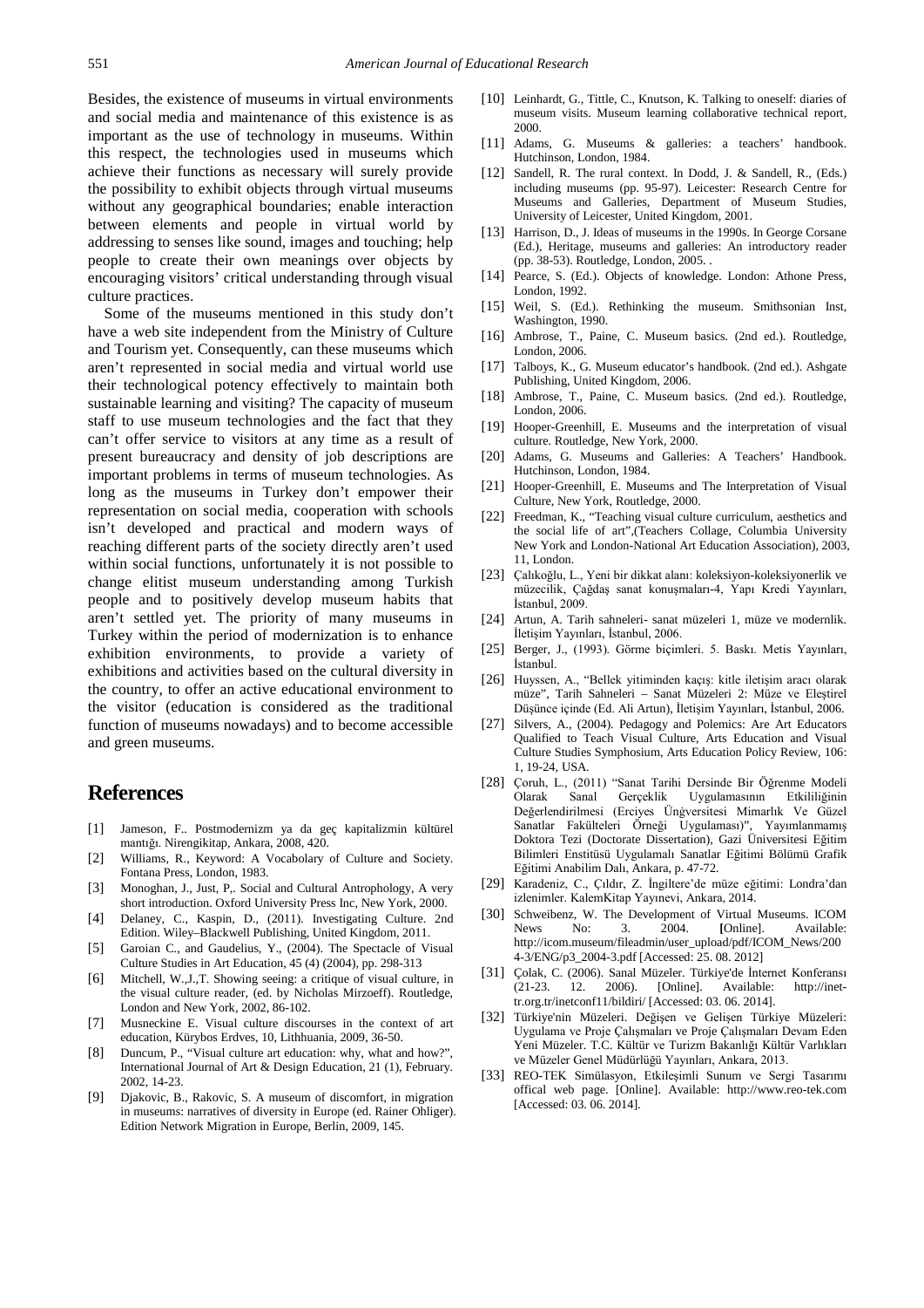Besides, the existence of museums in virtual environments and social media and maintenance of this existence is as important as the use of technology in museums. Within this respect, the technologies used in museums which achieve their functions as necessary will surely provide the possibility to exhibit objects through virtual museums without any geographical boundaries; enable interaction between elements and people in virtual world by addressing to senses like sound, images and touching; help people to create their own meanings over objects by encouraging visitors' critical understanding through visual culture practices.

Some of the museums mentioned in this study don't have a web site independent from the Ministry of Culture and Tourism yet. Consequently, can these museums which aren't represented in social media and virtual world use their technological potency effectively to maintain both sustainable learning and visiting? The capacity of museum staff to use museum technologies and the fact that they can't offer service to visitors at any time as a result of present bureaucracy and density of job descriptions are important problems in terms of museum technologies. As long as the museums in Turkey don't empower their representation on social media, cooperation with schools isn't developed and practical and modern ways of reaching different parts of the society directly aren't used within social functions, unfortunately it is not possible to change elitist museum understanding among Turkish people and to positively develop museum habits that aren't settled yet. The priority of many museums in Turkey within the period of modernization is to enhance exhibition environments, to provide a variety of exhibitions and activities based on the cultural diversity in the country, to offer an active educational environment to the visitor (education is considered as the traditional function of museums nowadays) and to become accessible and green museums.

# References

[1] Jameson, F.. Postmodernizm ya da geç kapitalizmin kültürel mantığı. Nirengikitap, Ankara, 2008, 420.

[2] Williams, R., Keyword: A Vocabolary of Culture and Society. Fontana Press, London, 1983.

[3] Monoghan, J., Just, P,. Social and Cultural Antrophology, A very short introduction. Oxford University Press Inc, New York, 2000.

[4] Delaney, C., Kaspin, D., (2011). Investigating Culture. 2nd Edition. Wiley–Blackwell Publishing, United Kingdom, 2011.

[5] Garoian C., and Gaudelius, Y., (2004). The Spectacle of Visual Culture Studies in Art Education, 45 (4) (2004), pp. 298-313

[6] Mitchell, W.,J.,T. Showing seeing: a critique of visual culture, in the visual culture reader, (ed. by Nicholas Mirzoeff). Routledge, London and New York, 2002, 86-102.

[7] Musneckine E. Visual culture discourses in the context of art education, Kürybos Erdves, 10, Lithhuania, 2009, 36-50.

[8] Duncum, P., "Visual culture art education: why, what and how?", International Journal of Art & Design Education, 21 (1), February. 2002, 14-23.

[9] Djakovic, B., Rakovic, S. A museum of discomfort, in migration in museums: narratives of diversity in Europe (ed. Rainer Ohliger). Edition Network Migration in Europe, Berlin, 2009, 145.

[10] Leinhardt, G., Tittle, C., Knutson, K. Talking to oneself: diaries of museum visits. Museum learning collaborative technical report, 2000.

[11] Adams, G. Museums & galleries: a teachers' handbook. Hutchinson, London, 1984.

[12] Sandell, R. The rural context. In Dodd, J. & Sandell, R., (Eds.) including museums (pp. 95-97). Leicester: Research Centre for Museums and Galleries, Department of Museum Studies, University of Leicester, United Kingdom, 2001.

[13] Harrison, D., J. Ideas of museums in the 1990s. In George Corsane (Ed.), Heritage, museums and galleries: An introductory reader (pp. 38-53). Routledge, London, 2005. .

[14] Pearce, S. (Ed.). Objects of knowledge. London: Athone Press, London, 1992.

[15] Weil, S. (Ed.). Rethinking the museum. Smithsonian Inst, Washington, 1990.

[16] Ambrose, T., Paine, C. Museum basics. (2nd ed.). Routledge, London, 2006.

[17] Talboys, K., G. Museum educator's handbook. (2nd ed.). Ashgate Publishing, United Kingdom, 2006.

[18] Ambrose, T., Paine, C. Museum basics. (2nd ed.). Routledge, London, 2006.

[19] Hooper-Greenhill, E. Museums and the interpretation of visual culture. Routledge, New York, 2000.

[20] Adams, G. Museums and Galleries: A Teachers' Handbook. Hutchinson, London, 1984.

[21] Hooper-Greenhill, E. Museums and The Interpretation of Visual Culture, New York, Routledge, 2000.

[22] Freedman, K., "Teaching visual culture curriculum, aesthetics and the social life of art",(Teachers Collage, Columbia University New York and London-National Art Education Association), 2003, 11, London.

[23] Çalıkoğlu, L., Yeni bir dikkat alanı: koleksiyon-koleksiyonerlik ve müzecilik, Çağdaş sanat konuşmaları-4, Yapı Kredi Yayınları, İstanbul, 2009.

[24] Artun, A. Tarih sahneleri- sanat müzeleri 1, müze ve modernlik. İletişim Yayınları, İstanbul, 2006.

[25] Berger, J., (1993). Görme biçimleri. 5. Baskı. Metis Yayınları, İstanbul.

[26] Huyssen, A., "Bellek yitiminden kaçış: kitle iletişim aracı olarak müze", Tarih Sahneleri – Sanat Müzeleri 2: Müze ve Eleştirel Düşünce içinde (Ed. Ali Artun), İletişim Yayınları, İstanbul, 2006.

[27] Silvers, A., (2004). Pedagogy and Polemics: Are Art Educators Qualified to Teach Visual Culture, Arts Education and Visual Culture Studies Symphosium, Arts Education Policy Review, 106: 1, 19-24, USA.

[28] Çoruh, L., (2011) "Sanat Tarihi Dersinde Bir Öğrenme Modeli Olarak Sanal Gerçeklik Uygulamasının Etkililiğinin Değerlendirilmesi (Erciyes Ünģversitesi Mimarlık Ve Güzel Sanatlar Fakülteleri Örneği Uygulaması)", Yayımlanmamış Doktora Tezi (Doctorate Dissertation), Gazi Üniversitesi Eğitim Bilimleri Enstitüsü Uygulamalı Sanatlar Eğitimi Bölümü Grafik Eğitimi Anabilim Dalı, Ankara, p. 47-72.

[29] Karadeniz, C., Çıldır, Z. İngiltere'de müze eğitimi: Londra'dan izlenimler. KalemKitap Yayınevi, Ankara, 2014.

[30] Schweibenz, W. The Development of Virtual Museums. ICOM News No: 3. 2004. [Online]. Available: http://icom.museum/fileadmin/user_upload/pdf/ICOM_News/2004-3/ENG/p3_2004-3.pdf [Accessed: 25. 08. 2012]

[31] Çolak, C. (2006). Sanal Müzeler. Türkiye'de İnternet Konferansı (21-23. 12. 2006). [Online]. Available: http://inet-tr.org.tr/inetconf11/bildiri/ [Accessed: 03. 06. 2014].

[32] Türkiye'nin Müzeleri. Değişen ve Gelişen Türkiye Müzeleri: Uygulama ve Proje Çalışmaları ve Proje Çalışmaları Devam Eden Yeni Müzeler. T.C. Kültür ve Turizm Bakanlığı Kültür Varlıkları ve Müzeler Genel Müdürlüğü Yayınları, Ankara, 2013.

[33] REO-TEK Simülasyon, Etkileşimli Sunum ve Sergi Tasarımı offical web page. [Online]. Available: http://www.reo-tek.com [Accessed: 03. 06. 2014].